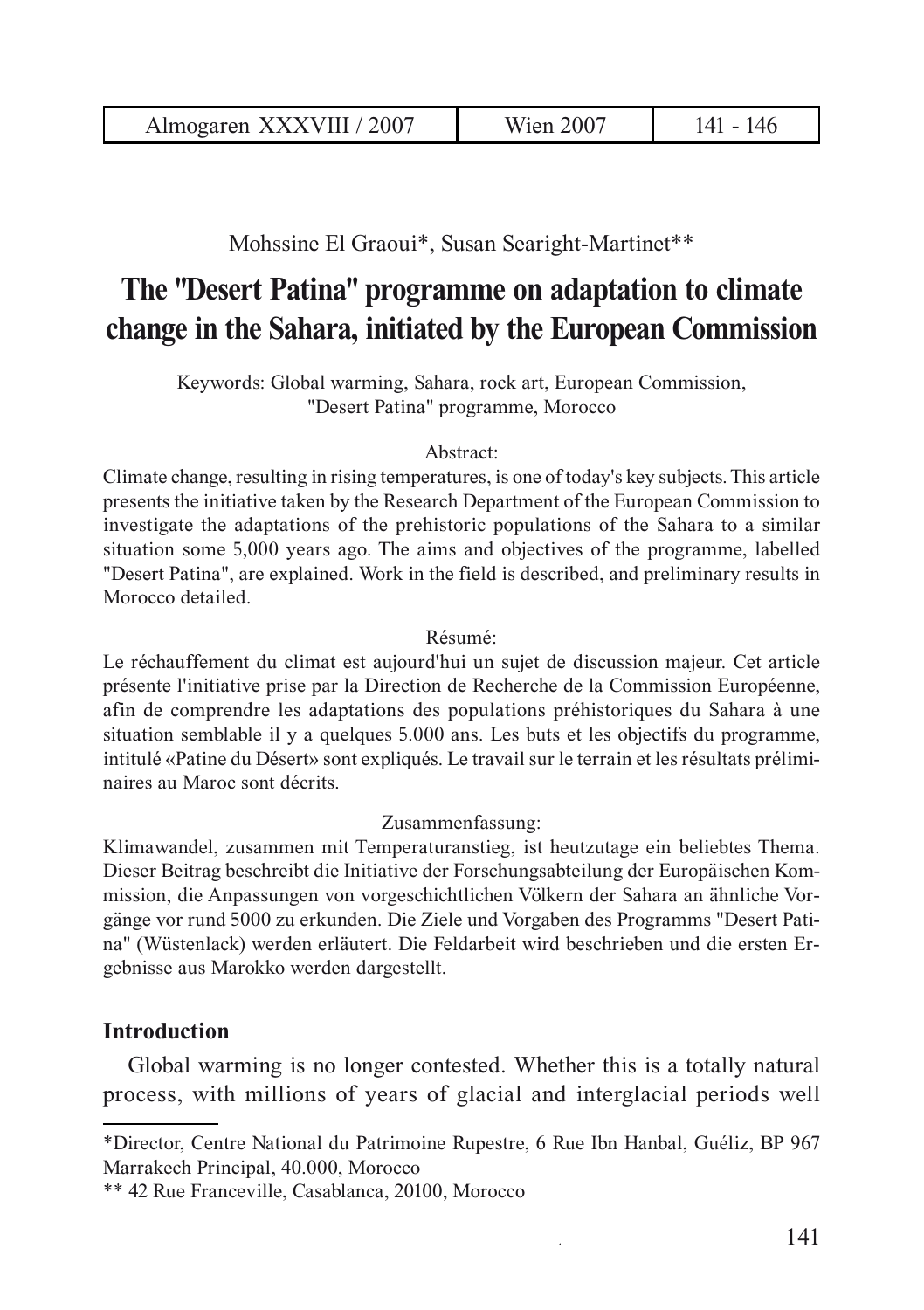Mohssine El Graoui*, Susan Searight-Martinet**

# The "Desert Patina" programme on adaptation to climate change in the Sahara, initiated by the European Commission

Keywords: Global warming, Sahara, rock art, European Commission, "Desert Patina" programme, Morocco

Abstract:

Climate change, resulting in rising temperatures, is one of today's key subjects. This article presents the initiative taken by the Research Department of the European Commission to investigate the adaptations of the prehistoric populations of the Sahara to a similar situation some 5,000 years ago. The aims and objectives of the programme, labelled "Desert Patina", are explained. Work in the field is described, and preliminary results in Morocco detailed.

Résumé:

Le réchauffement du climat est aujourd'hui un sujet de discussion majeur. Cet article présente l'initiative prise par la Direction de Recherche de la Commission Européenne, afin de comprendre les adaptations des populations préhistoriques du Sahara à une situation semblable il y a quelques 5.000 ans. Les buts et les objectifs du programme, intitulé «Patine du Désert» sont expliqués. Le travail sur le terrain et les résultats préliminaires au Maroc sont décrits.

Zusammenfassung:

Klimawandel, zusammen mit Temperaturanstieg, ist heutzutage ein beliebtes Thema. Dieser Beitrag beschreibt die Initiative der Forschungsabteilung der Europäischen Kommission, die Anpassungen von vorgeschichtlichen Völkern der Sahara an ähnliche Vorgänge vor rund 5000 zu erkunden. Die Ziele und Vorgaben des Programms "Desert Patina" (Wüstenlack) werden erläutert. Die Feldarbeit wird beschrieben und die ersten Ergebnisse aus Marokko werden dargestellt.

## Introduction

Global warming is no longer contested. Whether this is a totally natural process, with millions of years of glacial and interglacial periods well

---

*Director, Centre National du Patrimoine Rupestre, 6 Rue Ibn Hanbal, Guéliz, BP 967 Marrakech Principal, 40.000, Morocco

** 42 Rue Franceville, Casablanca, 20100, Morocco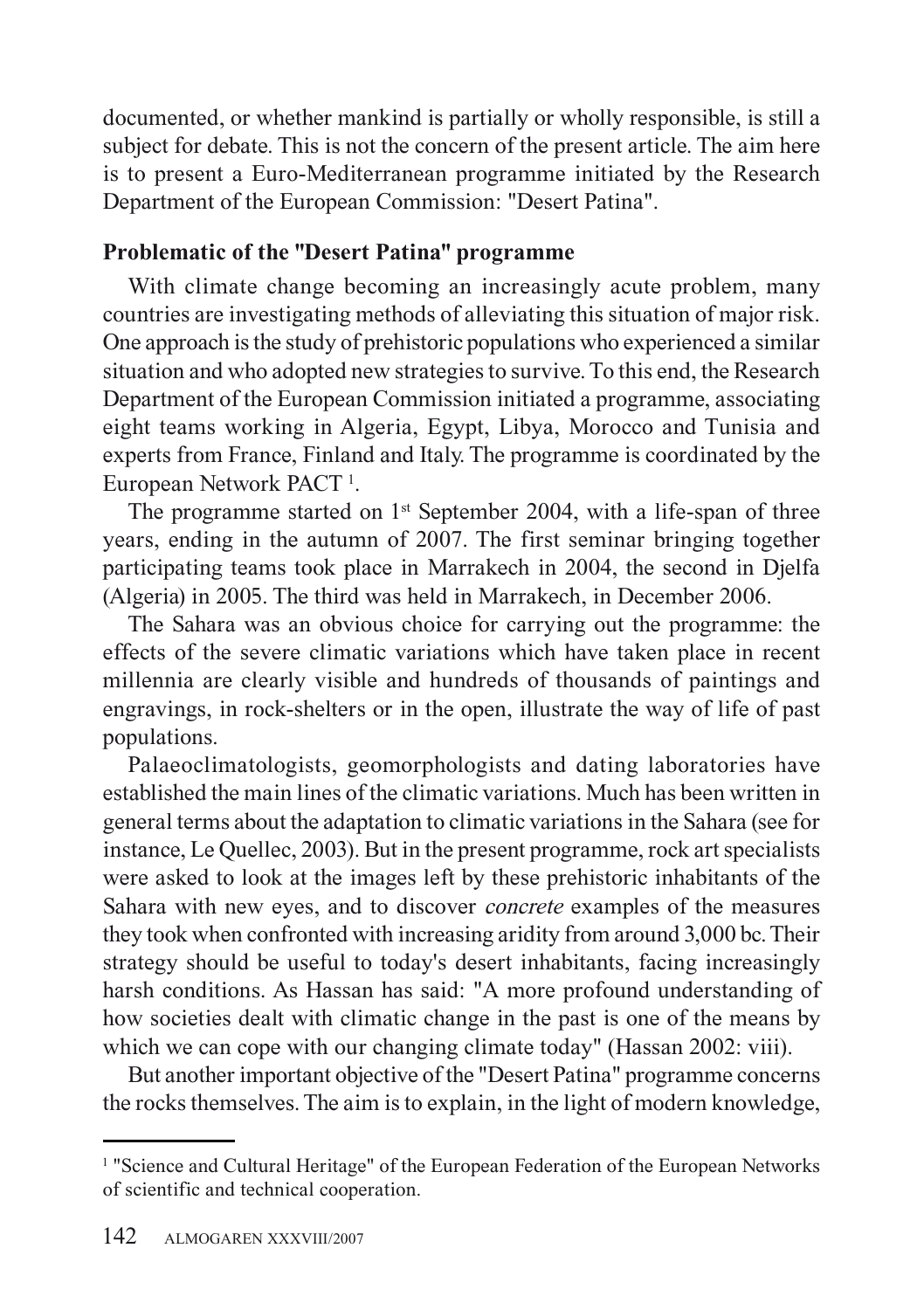documented, or whether mankind is partially or wholly responsible, is still a subject for debate. This is not the concern of the present article. The aim here is to present a Euro-Mediterranean programme initiated by the Research Department of the European Commission: "Desert Patina".

## Problematic of the "Desert Patina" programme

With climate change becoming an increasingly acute problem, many countries are investigating methods of alleviating this situation of major risk. One approach is the study of prehistoric populations who experienced a similar situation and who adopted new strategies to survive. To this end, the Research Department of the European Commission initiated a programme, associating eight teams working in Algeria, Egypt, Libya, Morocco and Tunisia and experts from France, Finland and Italy. The programme is coordinated by the European Network PACT [1].

The programme started on 1st September 2004, with a life-span of three years, ending in the autumn of 2007. The first seminar bringing together participating teams took place in Marrakech in 2004, the second in Djelfa (Algeria) in 2005. The third was held in Marrakech, in December 2006.

The Sahara was an obvious choice for carrying out the programme: the effects of the severe climatic variations which have taken place in recent millennia are clearly visible and hundreds of thousands of paintings and engravings, in rock-shelters or in the open, illustrate the way of life of past populations.

Palaeoclimatologists, geomorphologists and dating laboratories have established the main lines of the climatic variations. Much has been written in general terms about the adaptation to climatic variations in the Sahara (see for instance, Le Quellec, 2003). But in the present programme, rock art specialists were asked to look at the images left by these prehistoric inhabitants of the Sahara with new eyes, and to discover *concrete* examples of the measures they took when confronted with increasing aridity from around 3,000 bc. Their strategy should be useful to today's desert inhabitants, facing increasingly harsh conditions. As Hassan has said: "A more profound understanding of how societies dealt with climatic change in the past is one of the means by which we can cope with our changing climate today" (Hassan 2002: viii).

But another important objective of the "Desert Patina" programme concerns the rocks themselves. The aim is to explain, in the light of modern knowledge,

---

[1] "Science and Cultural Heritage" of the European Federation of the European Networks of scientific and technical cooperation.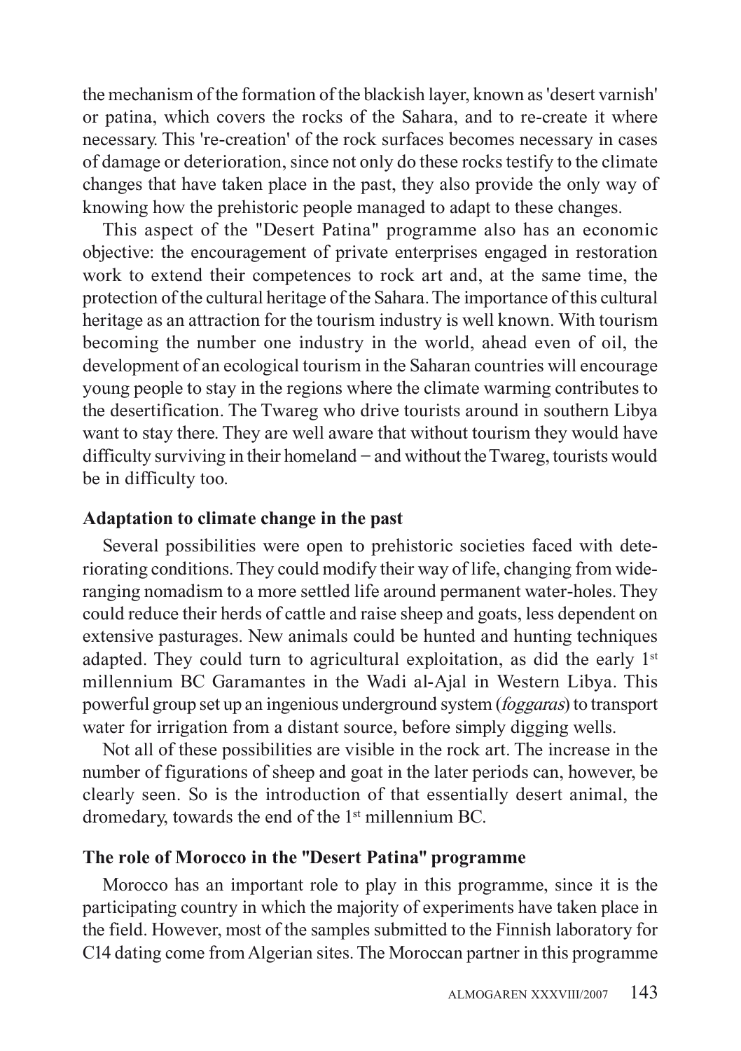the mechanism of the formation of the blackish layer, known as 'desert varnish' or patina, which covers the rocks of the Sahara, and to re-create it where necessary. This 're-creation' of the rock surfaces becomes necessary in cases of damage or deterioration, since not only do these rocks testify to the climate changes that have taken place in the past, they also provide the only way of knowing how the prehistoric people managed to adapt to these changes.

This aspect of the "Desert Patina" programme also has an economic objective: the encouragement of private enterprises engaged in restoration work to extend their competences to rock art and, at the same time, the protection of the cultural heritage of the Sahara. The importance of this cultural heritage as an attraction for the tourism industry is well known. With tourism becoming the number one industry in the world, ahead even of oil, the development of an ecological tourism in the Saharan countries will encourage young people to stay in the regions where the climate warming contributes to the desertification. The Twareg who drive tourists around in southern Libya want to stay there. They are well aware that without tourism they would have difficulty surviving in their homeland – and without the Twareg, tourists would be in difficulty too.

## Adaptation to climate change in the past

Several possibilities were open to prehistoric societies faced with deteriorating conditions. They could modify their way of life, changing from wide-ranging nomadism to a more settled life around permanent water-holes. They could reduce their herds of cattle and raise sheep and goats, less dependent on extensive pasturages. New animals could be hunted and hunting techniques adapted. They could turn to agricultural exploitation, as did the early 1st millennium BC Garamantes in the Wadi al-Ajal in Western Libya. This powerful group set up an ingenious underground system (*foggaras*) to transport water for irrigation from a distant source, before simply digging wells.

Not all of these possibilities are visible in the rock art. The increase in the number of figurations of sheep and goat in the later periods can, however, be clearly seen. So is the introduction of that essentially desert animal, the dromedary, towards the end of the 1st millennium BC.

## The role of Morocco in the "Desert Patina" programme

Morocco has an important role to play in this programme, since it is the participating country in which the majority of experiments have taken place in the field. However, most of the samples submitted to the Finnish laboratory for C14 dating come from Algerian sites. The Moroccan partner in this programme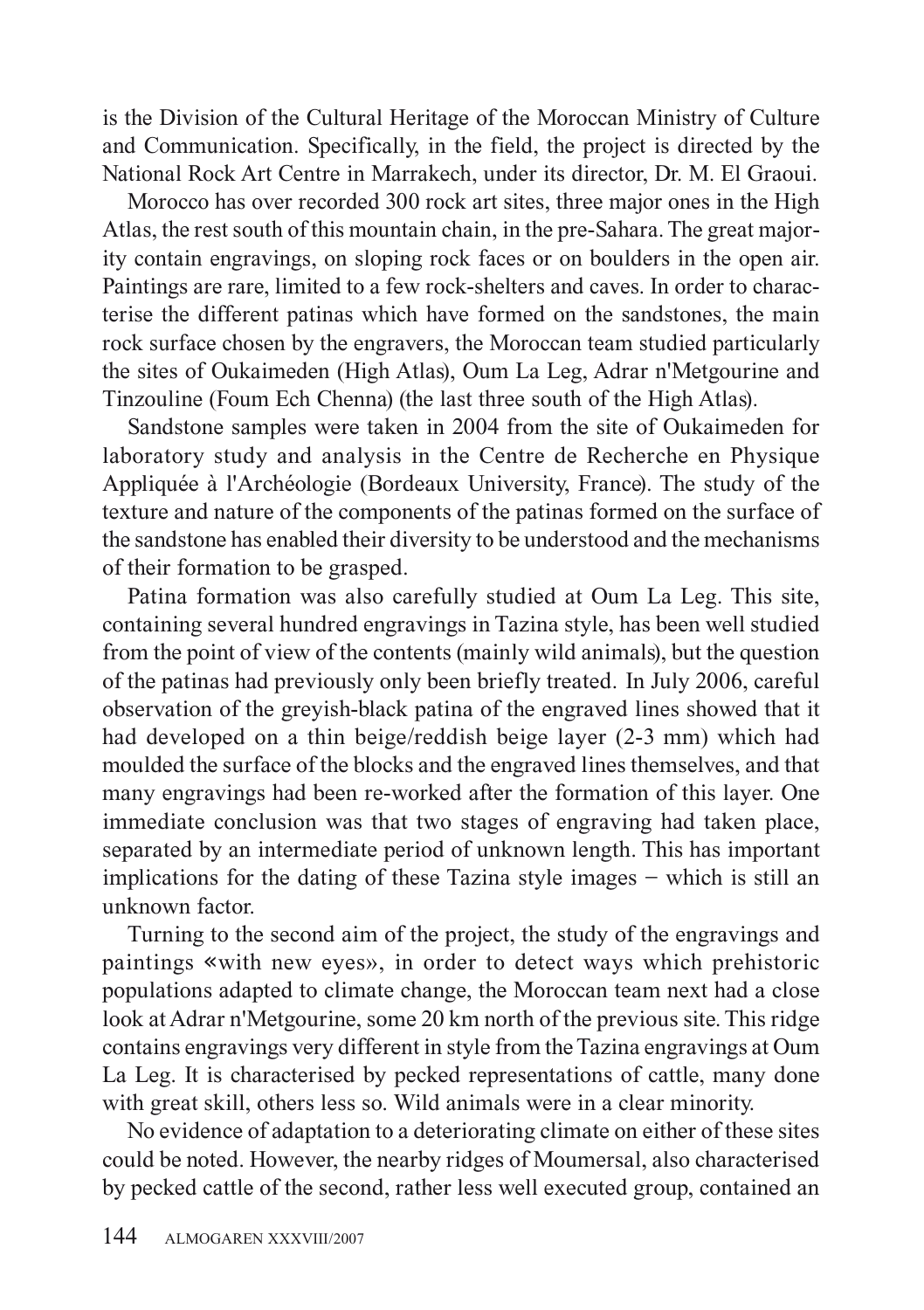is the Division of the Cultural Heritage of the Moroccan Ministry of Culture and Communication. Specifically, in the field, the project is directed by the National Rock Art Centre in Marrakech, under its director, Dr. M. El Graoui.

Morocco has over recorded 300 rock art sites, three major ones in the High Atlas, the rest south of this mountain chain, in the pre-Sahara. The great majority contain engravings, on sloping rock faces or on boulders in the open air. Paintings are rare, limited to a few rock-shelters and caves. In order to characterise the different patinas which have formed on the sandstones, the main rock surface chosen by the engravers, the Moroccan team studied particularly the sites of Oukaimeden (High Atlas), Oum La Leg, Adrar n'Metgourine and Tinzouline (Foum Ech Chenna) (the last three south of the High Atlas).

Sandstone samples were taken in 2004 from the site of Oukaimeden for laboratory study and analysis in the Centre de Recherche en Physique Appliquée à l'Archéologie (Bordeaux University, France). The study of the texture and nature of the components of the patinas formed on the surface of the sandstone has enabled their diversity to be understood and the mechanisms of their formation to be grasped.

Patina formation was also carefully studied at Oum La Leg. This site, containing several hundred engravings in Tazina style, has been well studied from the point of view of the contents (mainly wild animals), but the question of the patinas had previously only been briefly treated. In July 2006, careful observation of the greyish-black patina of the engraved lines showed that it had developed on a thin beige/reddish beige layer (2-3 mm) which had moulded the surface of the blocks and the engraved lines themselves, and that many engravings had been re-worked after the formation of this layer. One immediate conclusion was that two stages of engraving had taken place, separated by an intermediate period of unknown length. This has important implications for the dating of these Tazina style images – which is still an unknown factor.

Turning to the second aim of the project, the study of the engravings and paintings «with new eyes», in order to detect ways which prehistoric populations adapted to climate change, the Moroccan team next had a close look at Adrar n'Metgourine, some 20 km north of the previous site. This ridge contains engravings very different in style from the Tazina engravings at Oum La Leg. It is characterised by pecked representations of cattle, many done with great skill, others less so. Wild animals were in a clear minority.

No evidence of adaptation to a deteriorating climate on either of these sites could be noted. However, the nearby ridges of Moumersal, also characterised by pecked cattle of the second, rather less well executed group, contained an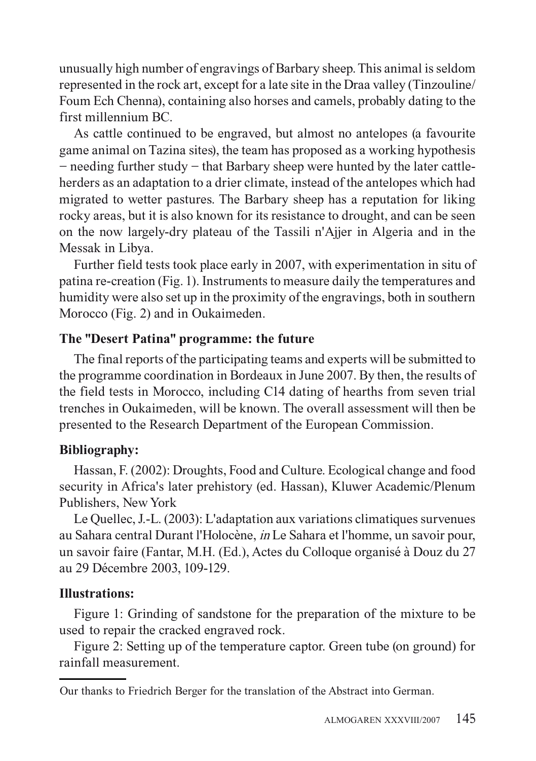unusually high number of engravings of Barbary sheep. This animal is seldom represented in the rock art, except for a late site in the Draa valley (Tinzouline/ Foum Ech Chenna), containing also horses and camels, probably dating to the first millennium BC.

As cattle continued to be engraved, but almost no antelopes (a favourite game animal on Tazina sites), the team has proposed as a working hypothesis − needing further study − that Barbary sheep were hunted by the later cattle-herders as an adaptation to a drier climate, instead of the antelopes which had migrated to wetter pastures. The Barbary sheep has a reputation for liking rocky areas, but it is also known for its resistance to drought, and can be seen on the now largely-dry plateau of the Tassili n'Ajjer in Algeria and in the Messak in Libya.

Further field tests took place early in 2007, with experimentation in situ of patina re-creation (Fig. 1). Instruments to measure daily the temperatures and humidity were also set up in the proximity of the engravings, both in southern Morocco (Fig. 2) and in Oukaimeden.

## The "Desert Patina" programme: the future

The final reports of the participating teams and experts will be submitted to the programme coordination in Bordeaux in June 2007. By then, the results of the field tests in Morocco, including C14 dating of hearths from seven trial trenches in Oukaimeden, will be known. The overall assessment will then be presented to the Research Department of the European Commission.

## Bibliography:

Hassan, F. (2002): Droughts, Food and Culture. Ecological change and food security in Africa's later prehistory (ed. Hassan), Kluwer Academic/Plenum Publishers, New York

Le Quellec, J.-L. (2003): L'adaptation aux variations climatiques survenues au Sahara central Durant l'Holocène, *in* Le Sahara et l'homme, un savoir pour, un savoir faire (Fantar, M.H. (Ed.), Actes du Colloque organisé à Douz du 27 au 29 Décembre 2003, 109-129.

## Illustrations:

Figure 1: Grinding of sandstone for the preparation of the mixture to be used to repair the cracked engraved rock.

Figure 2: Setting up of the temperature captor. Green tube (on ground) for rainfall measurement.

---

Our thanks to Friedrich Berger for the translation of the Abstract into German.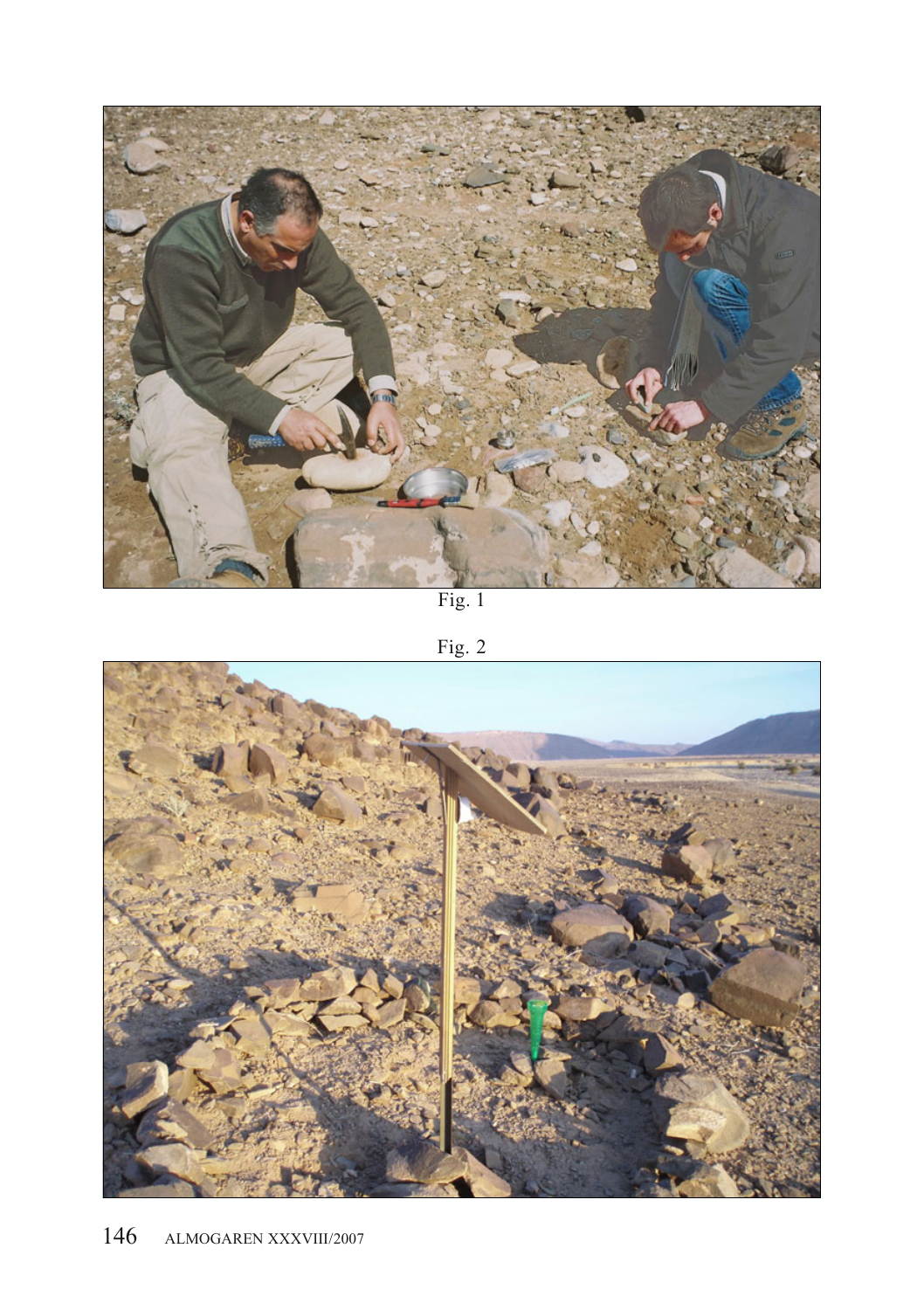Fig. 1

Fig. 2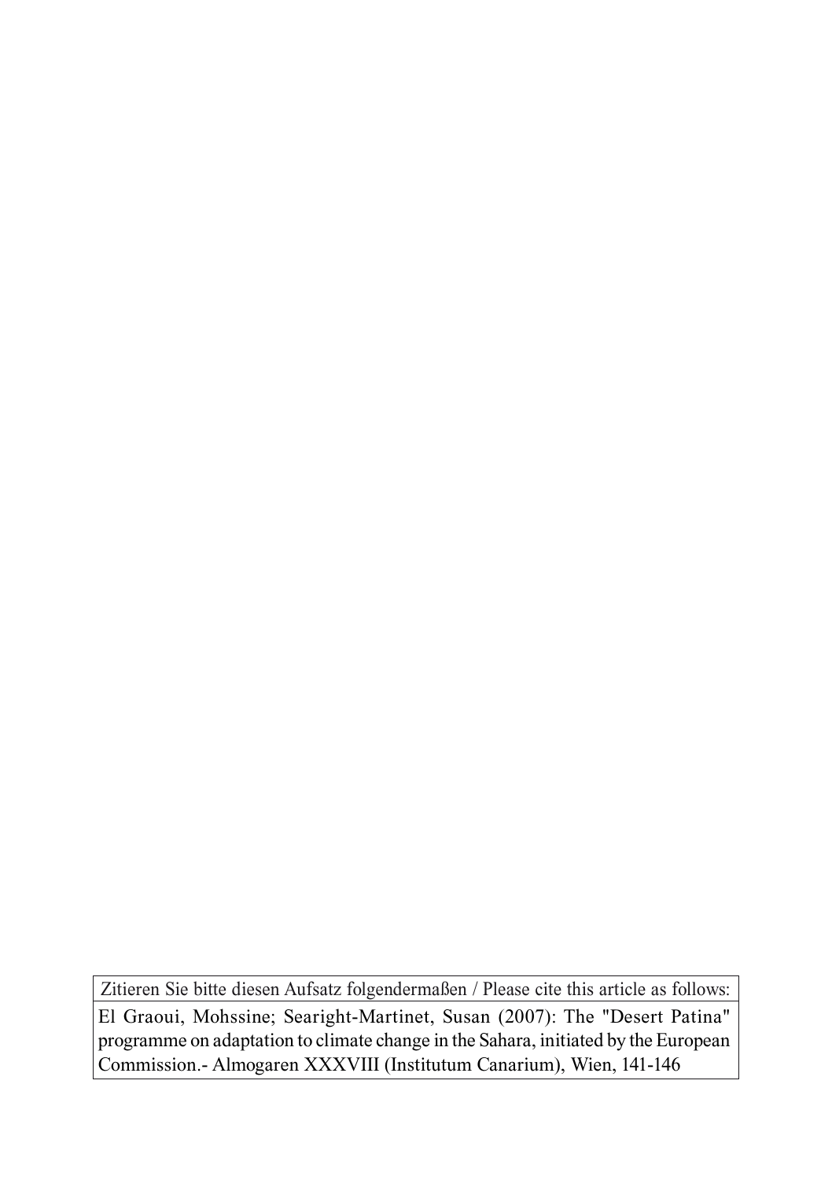Zitieren Sie bitte diesen Aufsatz folgendermaßen / Please cite this article as follows:

El Graoui, Mohssine; Searight-Martinet, Susan (2007): The "Desert Patina" programme on adaptation to climate change in the Sahara, initiated by the European Commission.- Almogaren XXXVIII (Institutum Canarium), Wien, 141-146